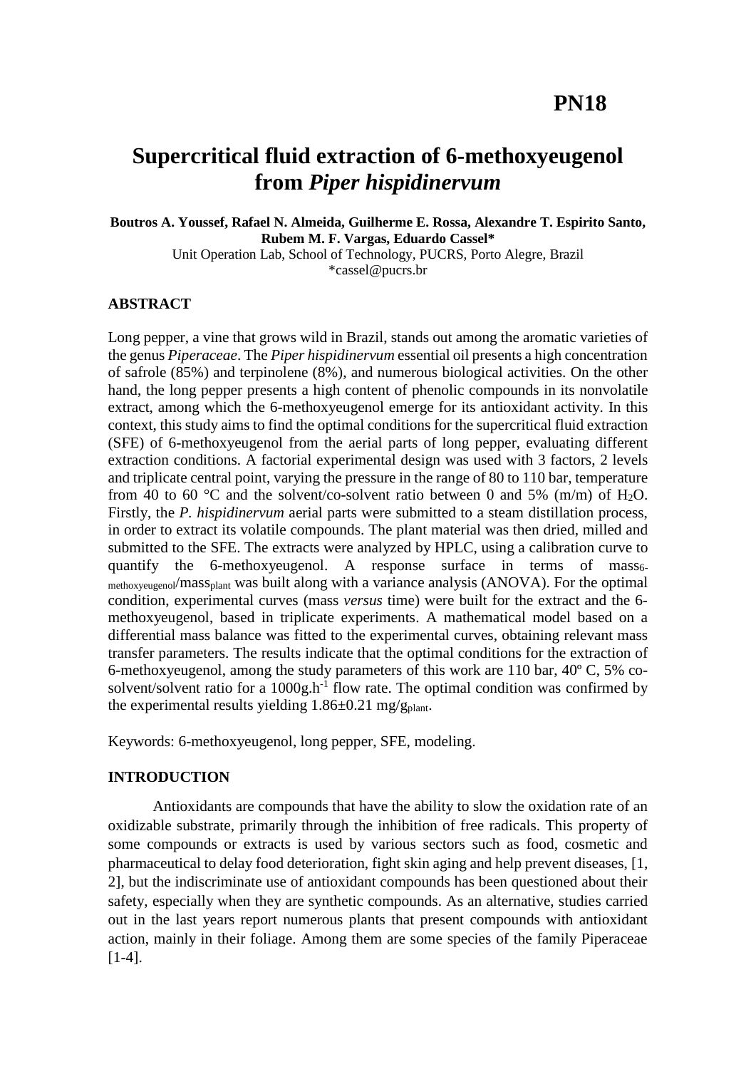**PN18**

# Supercritical fluid extraction of 6-methoxyeugenol from *Piper hispidinervum*

**Boutros A. Youssef, Rafael N. Almeida, Guilherme E. Rossa, Alexandre T. Espirito Santo, Rubem M. F. Vargas, Eduardo Cassel***

Unit Operation Lab, School of Technology, PUCRS, Porto Alegre, Brazil

*cassel@pucrs.br

## ABSTRACT

Long pepper, a vine that grows wild in Brazil, stands out among the aromatic varieties of the genus *Piperaceae*. The *Piper hispidinervum* essential oil presents a high concentration of safrole (85%) and terpinolene (8%), and numerous biological activities. On the other hand, the long pepper presents a high content of phenolic compounds in its nonvolatile extract, among which the 6-methoxyeugenol emerge for its antioxidant activity. In this context, this study aims to find the optimal conditions for the supercritical fluid extraction (SFE) of 6-methoxyeugenol from the aerial parts of long pepper, evaluating different extraction conditions. A factorial experimental design was used with 3 factors, 2 levels and triplicate central point, varying the pressure in the range of 80 to 110 bar, temperature from 40 to 60 °C and the solvent/co-solvent ratio between 0 and 5% (m/m) of $H_2O$. Firstly, the *P. hispidinervum* aerial parts were submitted to a steam distillation process, in order to extract its volatile compounds. The plant material was then dried, milled and submitted to the SFE. The extracts were analyzed by HPLC, using a calibration curve to quantify the 6-methoxyeugenol. A response surface in terms of $mass_{6\text{-}methoxyeugenol}/mass_{plant}$ was built along with a variance analysis (ANOVA). For the optimal condition, experimental curves (mass *versus* time) were built for the extract and the 6-methoxyeugenol, based in triplicate experiments. A mathematical model based on a differential mass balance was fitted to the experimental curves, obtaining relevant mass transfer parameters. The results indicate that the optimal conditions for the extraction of 6-methoxyeugenol, among the study parameters of this work are 110 bar, 40º C, 5% co-solvent/solvent ratio for a $1000 g.h^{-1}$ flow rate. The optimal condition was confirmed by the experimental results yielding $1.86 \pm 0.21$ $mg/g_{plant}$.

Keywords: 6-methoxyeugenol, long pepper, SFE, modeling.

## INTRODUCTION

Antioxidants are compounds that have the ability to slow the oxidation rate of an oxidizable substrate, primarily through the inhibition of free radicals. This property of some compounds or extracts is used by various sectors such as food, cosmetic and pharmaceutical to delay food deterioration, fight skin aging and help prevent diseases, [1, 2], but the indiscriminate use of antioxidant compounds has been questioned about their safety, especially when they are synthetic compounds. As an alternative, studies carried out in the last years report numerous plants that present compounds with antioxidant action, mainly in their foliage. Among them are some species of the family Piperaceae [1-4].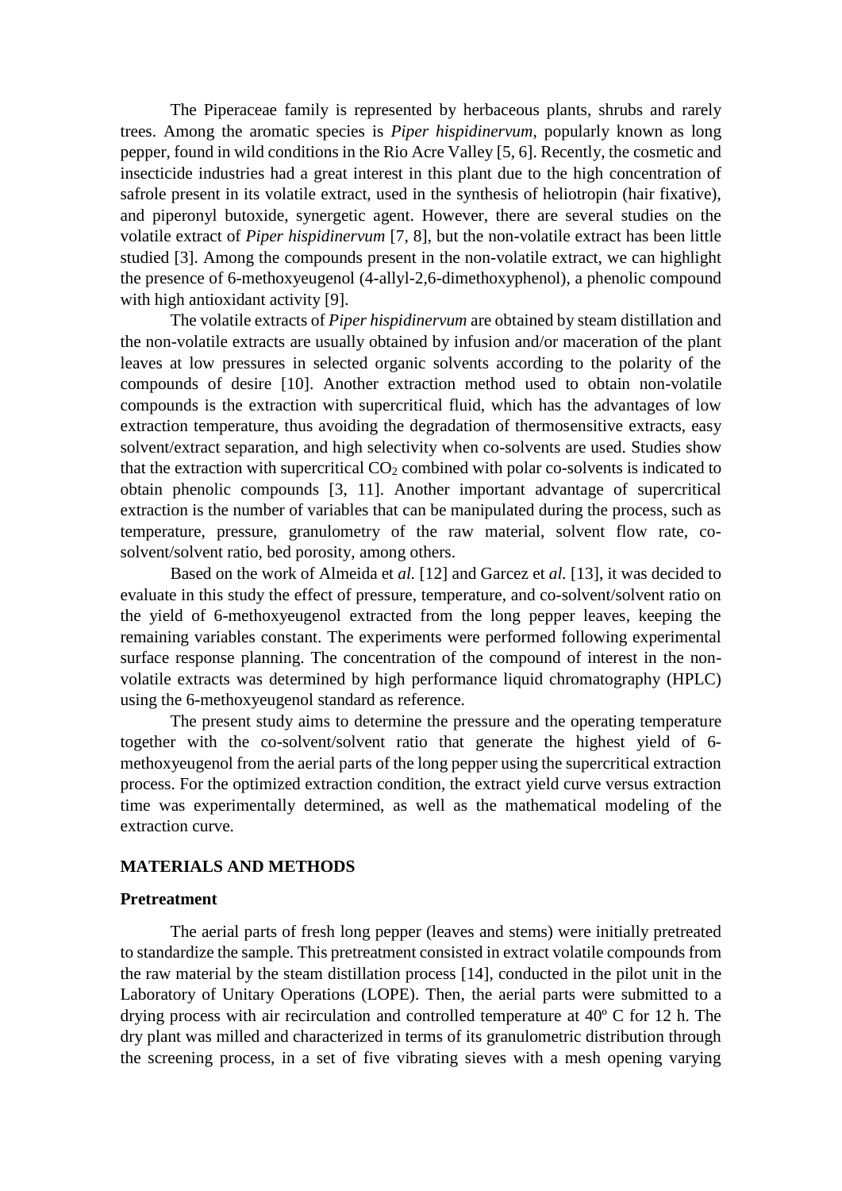The Piperaceae family is represented by herbaceous plants, shrubs and rarely trees. Among the aromatic species is *Piper hispidinervum*, popularly known as long pepper, found in wild conditions in the Rio Acre Valley [5, 6]. Recently, the cosmetic and insecticide industries had a great interest in this plant due to the high concentration of safrole present in its volatile extract, used in the synthesis of heliotropin (hair fixative), and piperonyl butoxide, synergetic agent. However, there are several studies on the volatile extract of *Piper hispidinervum* [7, 8], but the non-volatile extract has been little studied [3]. Among the compounds present in the non-volatile extract, we can highlight the presence of 6-methoxyeugenol (4-allyl-2,6-dimethoxyphenol), a phenolic compound with high antioxidant activity [9].

The volatile extracts of *Piper hispidinervum* are obtained by steam distillation and the non-volatile extracts are usually obtained by infusion and/or maceration of the plant leaves at low pressures in selected organic solvents according to the polarity of the compounds of desire [10]. Another extraction method used to obtain non-volatile compounds is the extraction with supercritical fluid, which has the advantages of low extraction temperature, thus avoiding the degradation of thermosensitive extracts, easy solvent/extract separation, and high selectivity when co-solvents are used. Studies show that the extraction with supercritical $CO_2$ combined with polar co-solvents is indicated to obtain phenolic compounds [3, 11]. Another important advantage of supercritical extraction is the number of variables that can be manipulated during the process, such as temperature, pressure, granulometry of the raw material, solvent flow rate, co-solvent/solvent ratio, bed porosity, among others.

Based on the work of Almeida et *al.* [12] and Garcez et *al.* [13], it was decided to evaluate in this study the effect of pressure, temperature, and co-solvent/solvent ratio on the yield of 6-methoxyeugenol extracted from the long pepper leaves, keeping the remaining variables constant. The experiments were performed following experimental surface response planning. The concentration of the compound of interest in the non-volatile extracts was determined by high performance liquid chromatography (HPLC) using the 6-methoxyeugenol standard as reference.

The present study aims to determine the pressure and the operating temperature together with the co-solvent/solvent ratio that generate the highest yield of 6-methoxyeugenol from the aerial parts of the long pepper using the supercritical extraction process. For the optimized extraction condition, the extract yield curve versus extraction time was experimentally determined, as well as the mathematical modeling of the extraction curve.

## MATERIALS AND METHODS

### Pretreatment

The aerial parts of fresh long pepper (leaves and stems) were initially pretreated to standardize the sample. This pretreatment consisted in extract volatile compounds from the raw material by the steam distillation process [14], conducted in the pilot unit in the Laboratory of Unitary Operations (LOPE). Then, the aerial parts were submitted to a drying process with air recirculation and controlled temperature at 40º C for 12 h. The dry plant was milled and characterized in terms of its granulometric distribution through the screening process, in a set of five vibrating sieves with a mesh opening varying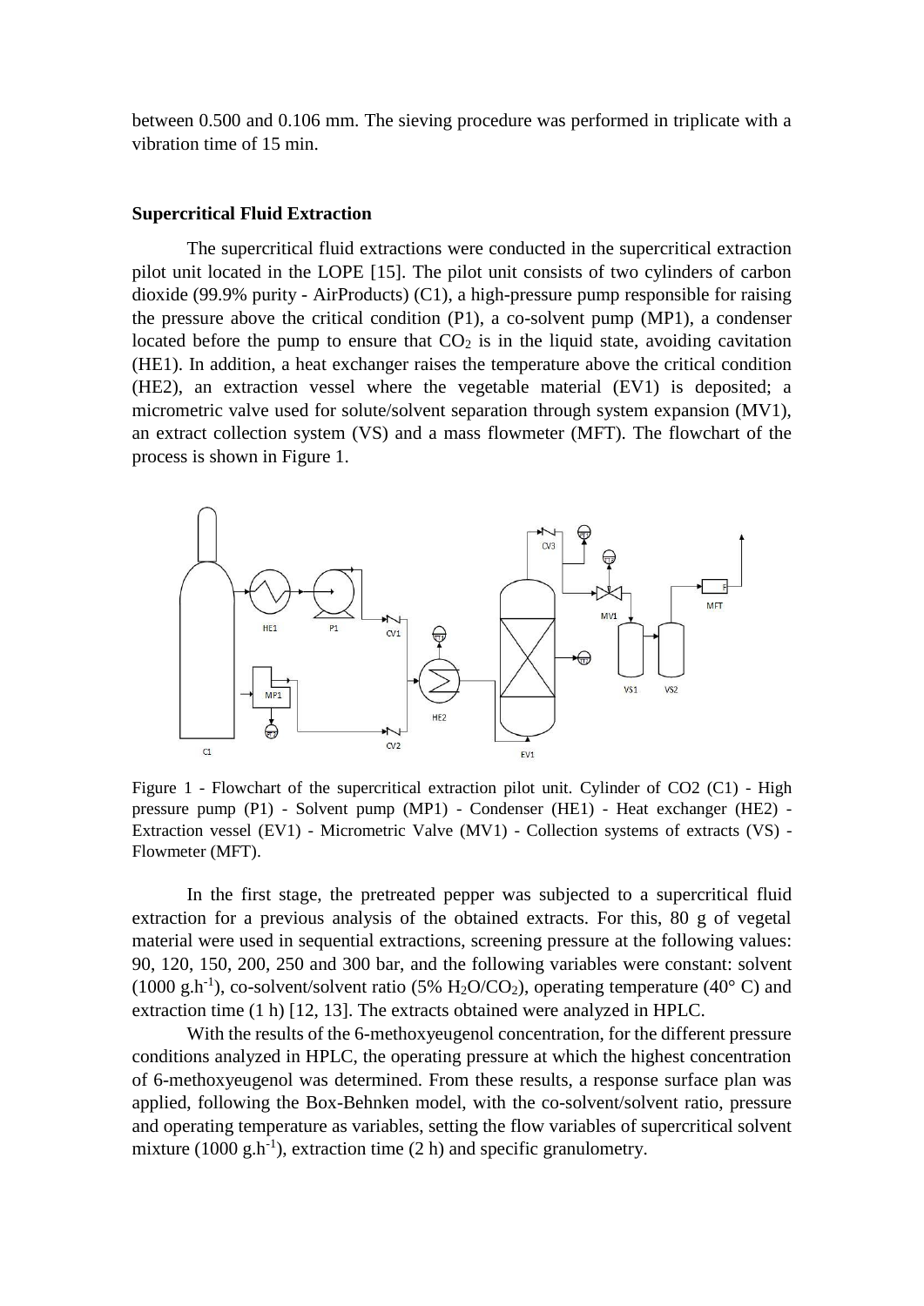between 0.500 and 0.106 mm. The sieving procedure was performed in triplicate with a vibration time of 15 min.

**Supercritical Fluid Extraction**

The supercritical fluid extractions were conducted in the supercritical extraction pilot unit located in the LOPE [15]. The pilot unit consists of two cylinders of carbon dioxide (99.9% purity - AirProducts) (C1), a high-pressure pump responsible for raising the pressure above the critical condition (P1), a co-solvent pump (MP1), a condenser located before the pump to ensure that $CO_2$ is in the liquid state, avoiding cavitation (HE1). In addition, a heat exchanger raises the temperature above the critical condition (HE2), an extraction vessel where the vegetable material (EV1) is deposited; a micrometric valve used for solute/solvent separation through system expansion (MV1), an extract collection system (VS) and a mass flowmeter (MFT). The flowchart of the process is shown in Figure 1.

C1
HE1
P1
MP1
CV1
CV2
HE2
CV3
EV1
MV1
VS1
VS2
MFT

Figure 1 - Flowchart of the supercritical extraction pilot unit. Cylinder of CO2 (C1) - High pressure pump (P1) - Solvent pump (MP1) - Condenser (HE1) - Heat exchanger (HE2) - Extraction vessel (EV1) - Micrometric Valve (MV1) - Collection systems of extracts (VS) - Flowmeter (MFT).

In the first stage, the pretreated pepper was subjected to a supercritical fluid extraction for a previous analysis of the obtained extracts. For this, 80 g of vegetal material were used in sequential extractions, screening pressure at the following values: 90, 120, 150, 200, 250 and 300 bar, and the following variables were constant: solvent (1000 $g.h^{-1}$), co-solvent/solvent ratio (5% $H_2O/CO_2$), operating temperature (40° C) and extraction time (1 h) [12, 13]. The extracts obtained were analyzed in HPLC.

With the results of the 6-methoxyeugenol concentration, for the different pressure conditions analyzed in HPLC, the operating pressure at which the highest concentration of 6-methoxyeugenol was determined. From these results, a response surface plan was applied, following the Box-Behnken model, with the co-solvent/solvent ratio, pressure and operating temperature as variables, setting the flow variables of supercritical solvent mixture (1000 $g.h^{-1}$), extraction time (2 h) and specific granulometry.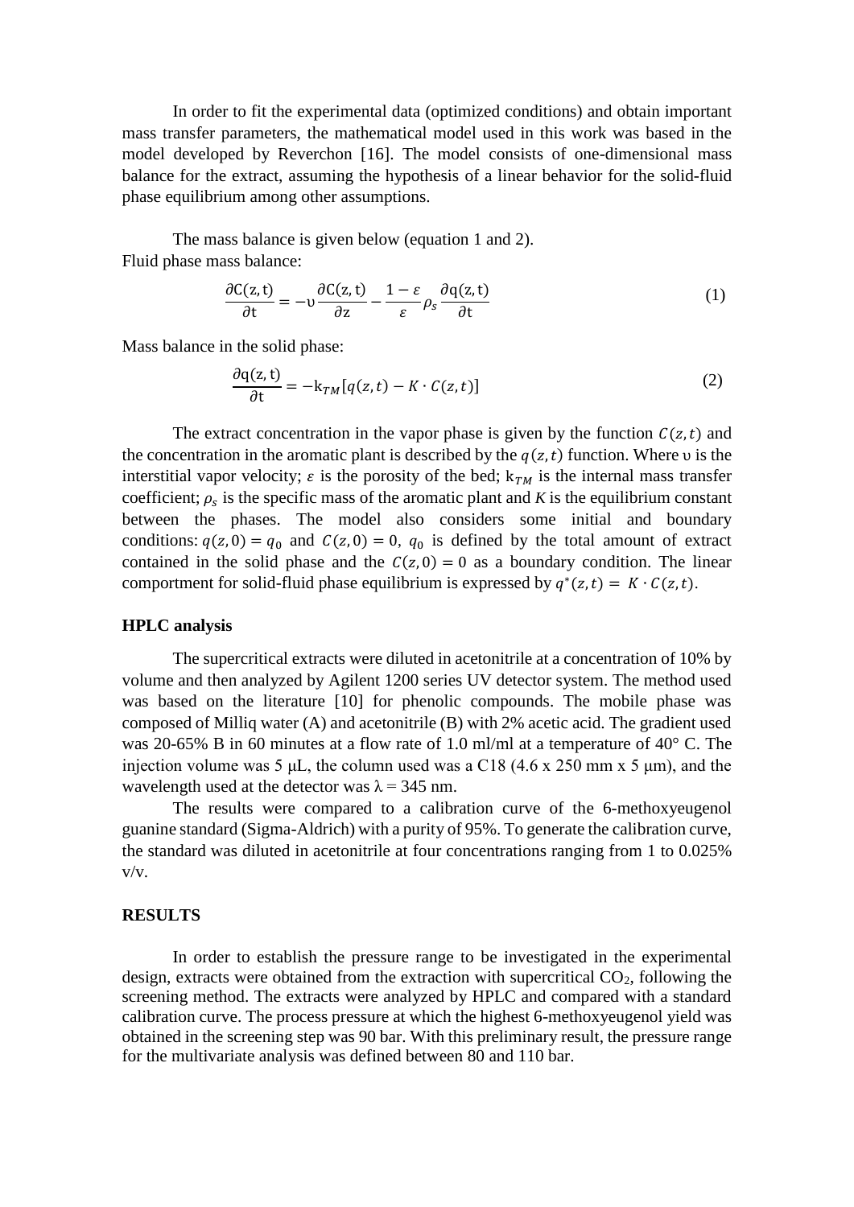In order to fit the experimental data (optimized conditions) and obtain important mass transfer parameters, the mathematical model used in this work was based in the model developed by Reverchon [16]. The model consists of one-dimensional mass balance for the extract, assuming the hypothesis of a linear behavior for the solid-fluid phase equilibrium among other assumptions.

The mass balance is given below (equation 1 and 2).
Fluid phase mass balance:

$$\frac{\partial \mathrm{C(z,t)}}{\partial \mathrm{t}} = -\upsilon \frac{\partial \mathrm{C(z,t)}}{\partial \mathrm{z}} - \frac{1-\varepsilon}{\varepsilon}\rho_s \frac{\partial \mathrm{q(z,t)}}{\partial \mathrm{t}} \tag{1}$$

Mass balance in the solid phase:

$$\frac{\partial \mathrm{q(z,t)}}{\partial \mathrm{t}} = -\mathrm{k}_{TM}[q(z,t) - K \cdot C(z,t)] \tag{2}$$

The extract concentration in the vapor phase is given by the function $C(z,t)$ and the concentration in the aromatic plant is described by the $q(z,t)$ function. Where $\upsilon$ is the interstitial vapor velocity; $\varepsilon$ is the porosity of the bed; $\mathrm{k}_{TM}$ is the internal mass transfer coefficient; $\rho_s$ is the specific mass of the aromatic plant and *K* is the equilibrium constant between the phases. The model also considers some initial and boundary conditions: $q(z,0) = q_0$ and $C(z,0) = 0$, $q_0$ is defined by the total amount of extract contained in the solid phase and the $C(z,0) = 0$ as a boundary condition. The linear comportment for solid-fluid phase equilibrium is expressed by $q^*(z,t) = K \cdot C(z,t)$.

**HPLC analysis**

The supercritical extracts were diluted in acetonitrile at a concentration of 10% by volume and then analyzed by Agilent 1200 series UV detector system. The method used was based on the literature [10] for phenolic compounds. The mobile phase was composed of Milliq water (A) and acetonitrile (B) with 2% acetic acid. The gradient used was 20-65% B in 60 minutes at a flow rate of 1.0 ml/ml at a temperature of 40° C. The injection volume was 5 μL, the column used was a C18 (4.6 x 250 mm x 5 μm), and the wavelength used at the detector was $\lambda$ = 345 nm.

The results were compared to a calibration curve of the 6-methoxyeugenol guanine standard (Sigma-Aldrich) with a purity of 95%. To generate the calibration curve, the standard was diluted in acetonitrile at four concentrations ranging from 1 to 0.025% v/v.

**RESULTS**

In order to establish the pressure range to be investigated in the experimental design, extracts were obtained from the extraction with supercritical $CO_2$, following the screening method. The extracts were analyzed by HPLC and compared with a standard calibration curve. The process pressure at which the highest 6-methoxyeugenol yield was obtained in the screening step was 90 bar. With this preliminary result, the pressure range for the multivariate analysis was defined between 80 and 110 bar.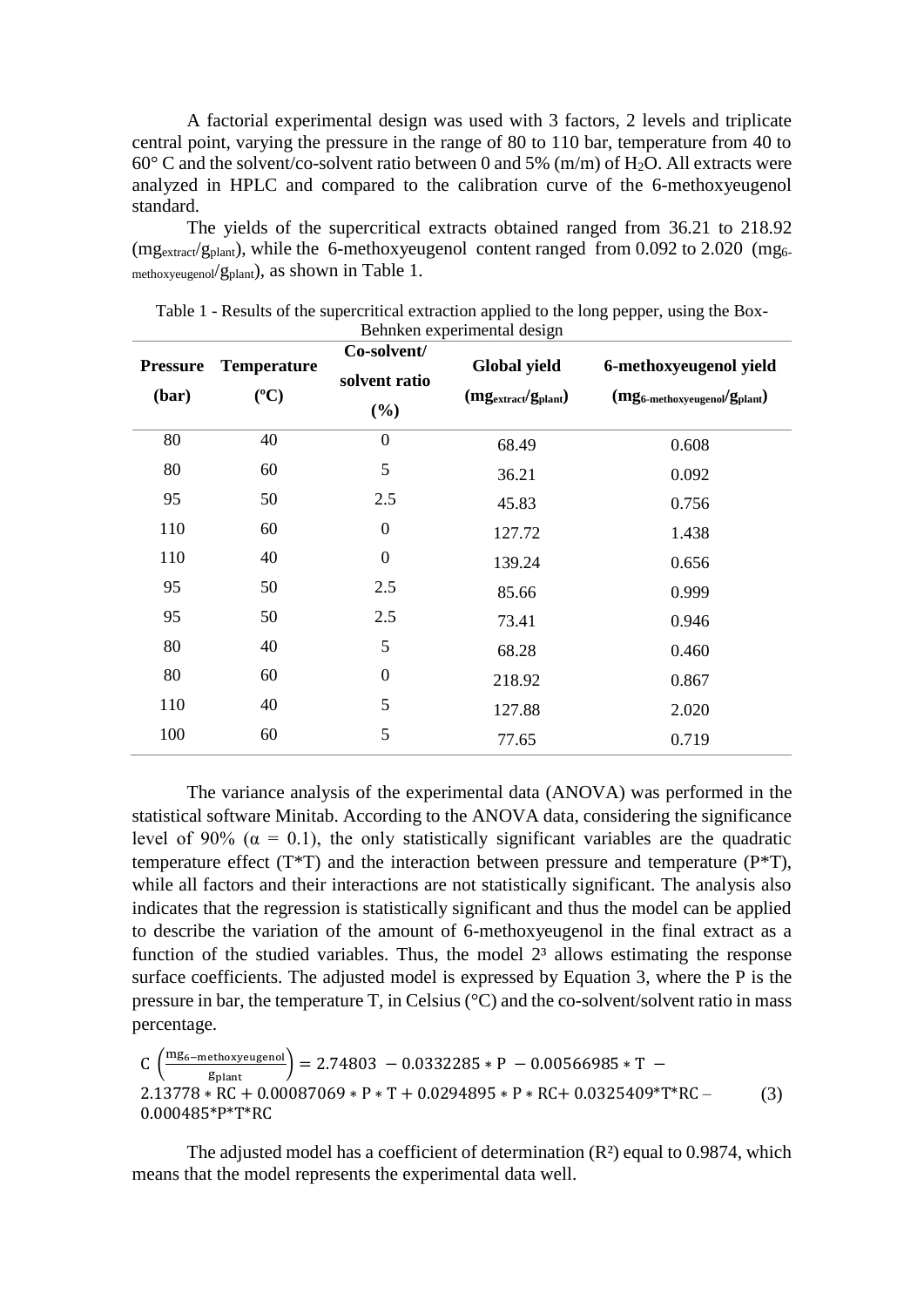A factorial experimental design was used with 3 factors, 2 levels and triplicate central point, varying the pressure in the range of 80 to 110 bar, temperature from 40 to 60° C and the solvent/co-solvent ratio between 0 and 5% (m/m) of $H_2O$. All extracts were analyzed in HPLC and compared to the calibration curve of the 6-methoxyeugenol standard.

The yields of the supercritical extracts obtained ranged from 36.21 to 218.92 ($mg_{extract}/g_{plant}$), while the 6-methoxyeugenol content ranged from 0.092 to 2.020 ($mg_{6\text{-}methoxyeugenol}/g_{plant}$), as shown in Table 1.

Table 1 - Results of the supercritical extraction applied to the long pepper, using the Box-Behnken experimental design

| Pressure (bar) | Temperature (ºC) | Co-solvent/ solvent ratio (%) | Global yield ($mg_{extract}/g_{plant}$) | 6-methoxyeugenol yield ($mg_{6\text{-}methoxyeugenol}/g_{plant}$) |
|---|---|---|---|---|
| 80 | 40 | 0 | 68.49 | 0.608 |
| 80 | 60 | 5 | 36.21 | 0.092 |
| 95 | 50 | 2.5 | 45.83 | 0.756 |
| 110 | 60 | 0 | 127.72 | 1.438 |
| 110 | 40 | 0 | 139.24 | 0.656 |
| 95 | 50 | 2.5 | 85.66 | 0.999 |
| 95 | 50 | 2.5 | 73.41 | 0.946 |
| 80 | 40 | 5 | 68.28 | 0.460 |
| 80 | 60 | 0 | 218.92 | 0.867 |
| 110 | 40 | 5 | 127.88 | 2.020 |
| 100 | 60 | 5 | 77.65 | 0.719 |

The variance analysis of the experimental data (ANOVA) was performed in the statistical software Minitab. According to the ANOVA data, considering the significance level of 90% ($\alpha = 0.1$), the only statistically significant variables are the quadratic temperature effect (T*T) and the interaction between pressure and temperature (P*T), while all factors and their interactions are not statistically significant. The analysis also indicates that the regression is statistically significant and thus the model can be applied to describe the variation of the amount of 6-methoxyeugenol in the final extract as a function of the studied variables. Thus, the model $2^3$ allows estimating the response surface coefficients. The adjusted model is expressed by Equation 3, where the P is the pressure in bar, the temperature T, in Celsius (°C) and the co-solvent/solvent ratio in mass percentage.

$$C\left(\frac{mg_{6-methoxyeugenol}}{g_{plant}}\right) = 2.74803 - 0.0332285 * P - 0.00566985 * T - 2.13778 * RC + 0.00087069 * P * T + 0.0294895 * P * RC + 0.0325409 * T * RC - 0.000485 * P * T * RC \quad (3)$$

The adjusted model has a coefficient of determination ($R^2$) equal to 0.9874, which means that the model represents the experimental data well.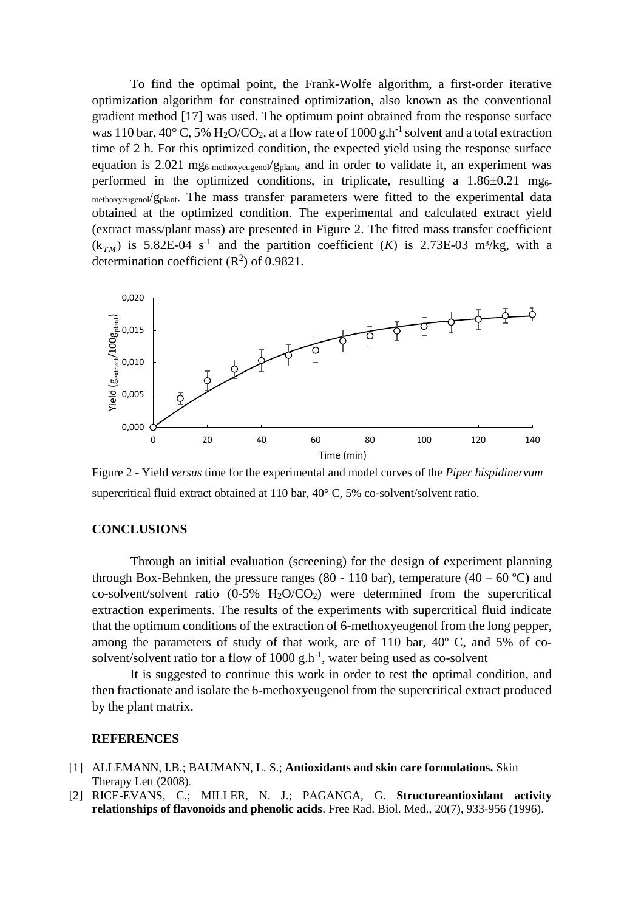To find the optimal point, the Frank-Wolfe algorithm, a first-order iterative optimization algorithm for constrained optimization, also known as the conventional gradient method [17] was used. The optimum point obtained from the response surface was 110 bar, 40° C, 5% $H_2O/CO_2$, at a flow rate of 1000 $g.h^{-1}$ solvent and a total extraction time of 2 h. For this optimized condition, the expected yield using the response surface equation is 2.021 $mg_{6\text{-methoxyeugenol}}/g_{plant}$, and in order to validate it, an experiment was performed in the optimized conditions, in triplicate, resulting a 1.86±0.21 $mg_{6\text{-methoxyeugenol}}/g_{plant}$. The mass transfer parameters were fitted to the experimental data obtained at the optimized condition. The experimental and calculated extract yield (extract mass/plant mass) are presented in Figure 2. The fitted mass transfer coefficient ($k_{TM}$) is 5.82E-04 $s^{-1}$ and the partition coefficient ($K$) is 2.73E-03 m³/kg, with a determination coefficient ($R^2$) of 0.9821.

Yield ($g_{extract}/100g_{plant}$)

0,020
0,015
0,010
0,005
0,000

0 20 40 60 80 100 120 140

Time (min)

Figure 2 - Yield *versus* time for the experimental and model curves of the *Piper hispidinervum* supercritical fluid extract obtained at 110 bar, 40° C, 5% co-solvent/solvent ratio.

## CONCLUSIONS

Through an initial evaluation (screening) for the design of experiment planning through Box-Behnken, the pressure ranges (80 - 110 bar), temperature (40 – 60 ºC) and co-solvent/solvent ratio (0-5% $H_2O/CO_2$) were determined from the supercritical extraction experiments. The results of the experiments with supercritical fluid indicate that the optimum conditions of the extraction of 6-methoxyeugenol from the long pepper, among the parameters of study of that work, are of 110 bar, 40º C, and 5% of co-solvent/solvent ratio for a flow of 1000 $g.h^{-1}$, water being used as co-solvent

It is suggested to continue this work in order to test the optimal condition, and then fractionate and isolate the 6-methoxyeugenol from the supercritical extract produced by the plant matrix.

## REFERENCES

[1] ALLEMANN, I.B.; BAUMANN, L. S.; **Antioxidants and skin care formulations.** Skin Therapy Lett (2008).

[2] RICE-EVANS, C.; MILLER, N. J.; PAGANGA, G. **Structureantioxidant activity relationships of flavonoids and phenolic acids**. Free Rad. Biol. Med., 20(7), 933-956 (1996).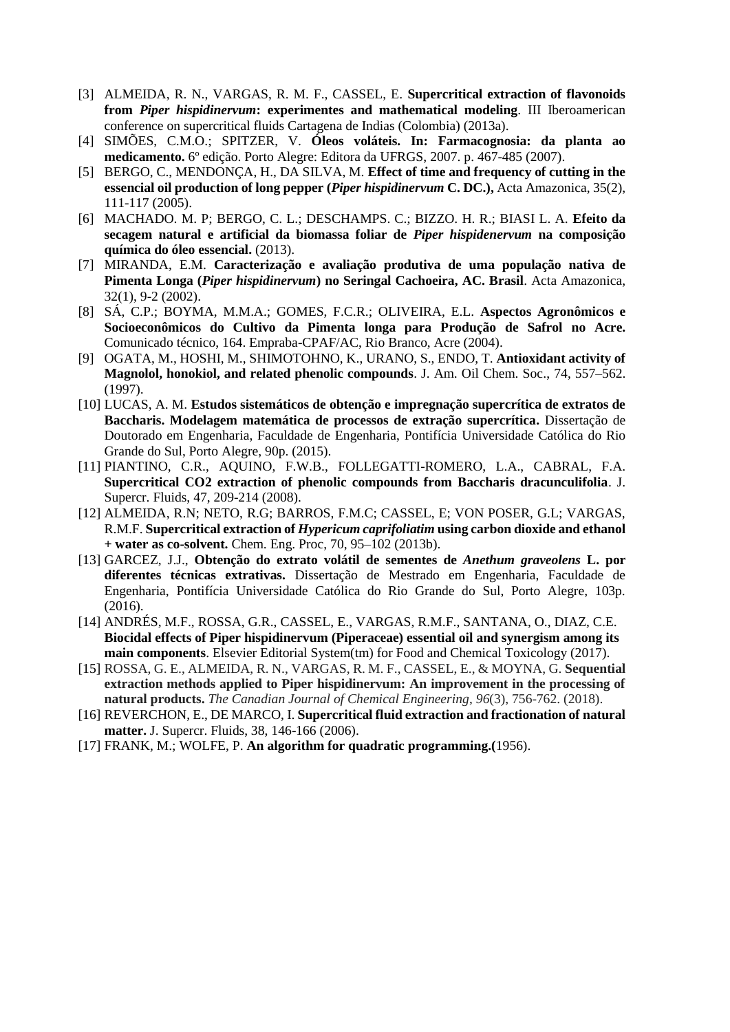[3] ALMEIDA, R. N., VARGAS, R. M. F., CASSEL, E. **Supercritical extraction of flavonoids from *Piper hispidinervum*: experimentes and mathematical modeling**. III Iberoamerican conference on supercritical fluids Cartagena de Indias (Colombia) (2013a).

[4] SIMÕES, C.M.O.; SPITZER, V. **Óleos voláteis. In: Farmacognosia: da planta ao medicamento.** 6º edição. Porto Alegre: Editora da UFRGS, 2007. p. 467-485 (2007).

[5] BERGO, C., MENDONÇA, H., DA SILVA, M. **Effect of time and frequency of cutting in the essencial oil production of long pepper (*Piper hispidinervum* C. DC.),** Acta Amazonica, 35(2), 111-117 (2005).

[6] MACHADO. M. P; BERGO, C. L.; DESCHAMPS. C.; BIZZO. H. R.; BIASI L. A. **Efeito da secagem natural e artificial da biomassa foliar de *Piper hispidenervum* na composição química do óleo essencial.** (2013).

[7] MIRANDA, E.M. **Caracterização e avaliação produtiva de uma população nativa de Pimenta Longa (*Piper hispidinervum*) no Seringal Cachoeira, AC. Brasil**. Acta Amazonica, 32(1), 9-2 (2002).

[8] SÁ, C.P.; BOYMA, M.M.A.; GOMES, F.C.R.; OLIVEIRA, E.L. **Aspectos Agronômicos e Socioeconômicos do Cultivo da Pimenta longa para Produção de Safrol no Acre.** Comunicado técnico, 164. Empraba-CPAF/AC, Rio Branco, Acre (2004).

[9] OGATA, M., HOSHI, M., SHIMOTOHNO, K., URANO, S., ENDO, T. **Antioxidant activity of Magnolol, honokiol, and related phenolic compounds**. J. Am. Oil Chem. Soc., 74, 557–562. (1997).

[10] LUCAS, A. M. **Estudos sistemáticos de obtenção e impregnação supercrítica de extratos de Baccharis. Modelagem matemática de processos de extração supercrítica.** Dissertação de Doutorado em Engenharia, Faculdade de Engenharia, Pontifícia Universidade Católica do Rio Grande do Sul, Porto Alegre, 90p. (2015).

[11] PIANTINO, C.R., AQUINO, F.W.B., FOLLEGATTI-ROMERO, L.A., CABRAL, F.A. **Supercritical CO2 extraction of phenolic compounds from Baccharis dracunculifolia**. J. Supercr. Fluids, 47, 209-214 (2008).

[12] ALMEIDA, R.N; NETO, R.G; BARROS, F.M.C; CASSEL, E; VON POSER, G.L; VARGAS, R.M.F. **Supercritical extraction of *Hypericum caprifoliatim* using carbon dioxide and ethanol + water as co-solvent.** Chem. Eng. Proc, 70, 95–102 (2013b).

[13] GARCEZ, J.J., **Obtenção do extrato volátil de sementes de *Anethum graveolens* L. por diferentes técnicas extrativas.** Dissertação de Mestrado em Engenharia, Faculdade de Engenharia, Pontifícia Universidade Católica do Rio Grande do Sul, Porto Alegre, 103p. (2016).

[14] ANDRÉS, M.F., ROSSA, G.R., CASSEL, E., VARGAS, R.M.F., SANTANA, O., DIAZ, C.E. **Biocidal effects of Piper hispidinervum (Piperaceae) essential oil and synergism among its main components**. Elsevier Editorial System(tm) for Food and Chemical Toxicology (2017).

[15] ROSSA, G. E., ALMEIDA, R. N., VARGAS, R. M. F., CASSEL, E., & MOYNA, G. **Sequential extraction methods applied to Piper hispidinervum: An improvement in the processing of natural products.** *The Canadian Journal of Chemical Engineering*, *96*(3), 756-762. (2018).

[16] REVERCHON, E., DE MARCO, I. **Supercritical fluid extraction and fractionation of natural matter.** J. Supercr. Fluids, 38, 146-166 (2006).

[17] FRANK, M.; WOLFE, P. **An algorithm for quadratic programming.(**1956).